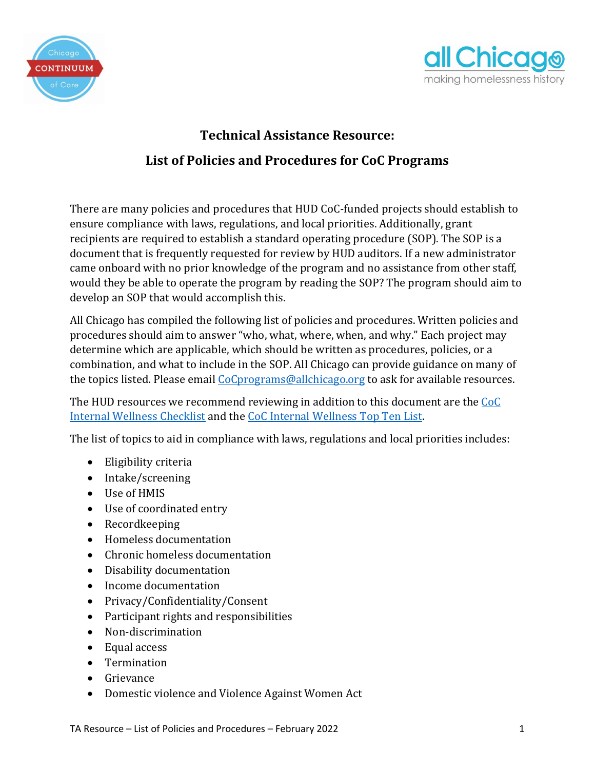# Technical Assistance Resource:

# List of Policies and Procedures for CoC Programs

There are many policies and procedures that HUD CoC-funded projects should establish to ensure compliance with laws, regulations, and local priorities. Additionally, grant recipients are required to establish a standard operating procedure (SOP). The SOP is a document that is frequently requested for review by HUD auditors. If a new administrator came onboard with no prior knowledge of the program and no assistance from other staff, would they be able to operate the program by reading the SOP? The program should aim to develop an SOP that would accomplish this.

All Chicago has compiled the following list of policies and procedures. Written policies and procedures should aim to answer "who, what, where, when, and why." Each project may determine which are applicable, which should be written as procedures, policies, or a combination, and what to include in the SOP. All Chicago can provide guidance on many of the topics listed. Please email CoCprograms@allchicago.org to ask for available resources.

The HUD resources we recommend reviewing in addition to this document are the CoC Internal Wellness Checklist and the CoC Internal Wellness Top Ten List.

The list of topics to aid in compliance with laws, regulations and local priorities includes:

- Eligibility criteria
- Intake/screening
- Use of HMIS
- Use of coordinated entry
- Recordkeeping
- Homeless documentation
- Chronic homeless documentation
- Disability documentation
- Income documentation
- Privacy/Confidentiality/Consent
- Participant rights and responsibilities
- Non-discrimination
- Equal access
- Termination
- Grievance
- Domestic violence and Violence Against Women Act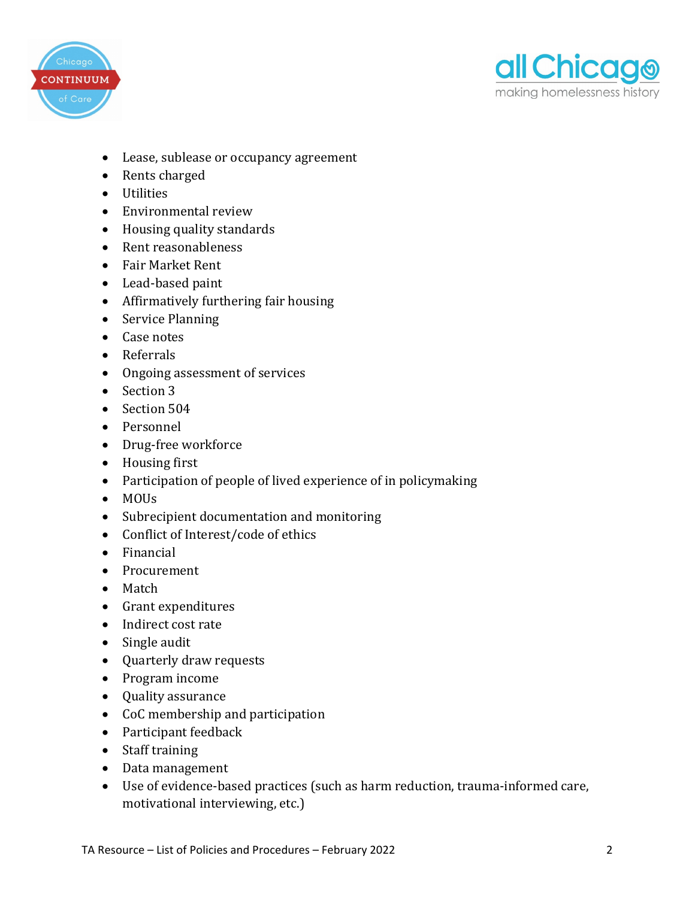- Lease, sublease or occupancy agreement
- Rents charged
- Utilities
- Environmental review
- Housing quality standards
- Rent reasonableness
- Fair Market Rent
- Lead-based paint
- Affirmatively furthering fair housing
- Service Planning
- Case notes
- Referrals
- Ongoing assessment of services
- Section 3
- Section 504
- Personnel
- Drug-free workforce
- Housing first
- Participation of people of lived experience of in policymaking
- MOUs
- Subrecipient documentation and monitoring
- Conflict of Interest/code of ethics
- Financial
- Procurement
- Match
- Grant expenditures
- Indirect cost rate
- Single audit
- Quarterly draw requests
- Program income
- Quality assurance
- CoC membership and participation
- Participant feedback
- Staff training
- Data management
- Use of evidence-based practices (such as harm reduction, trauma-informed care, motivational interviewing, etc.)